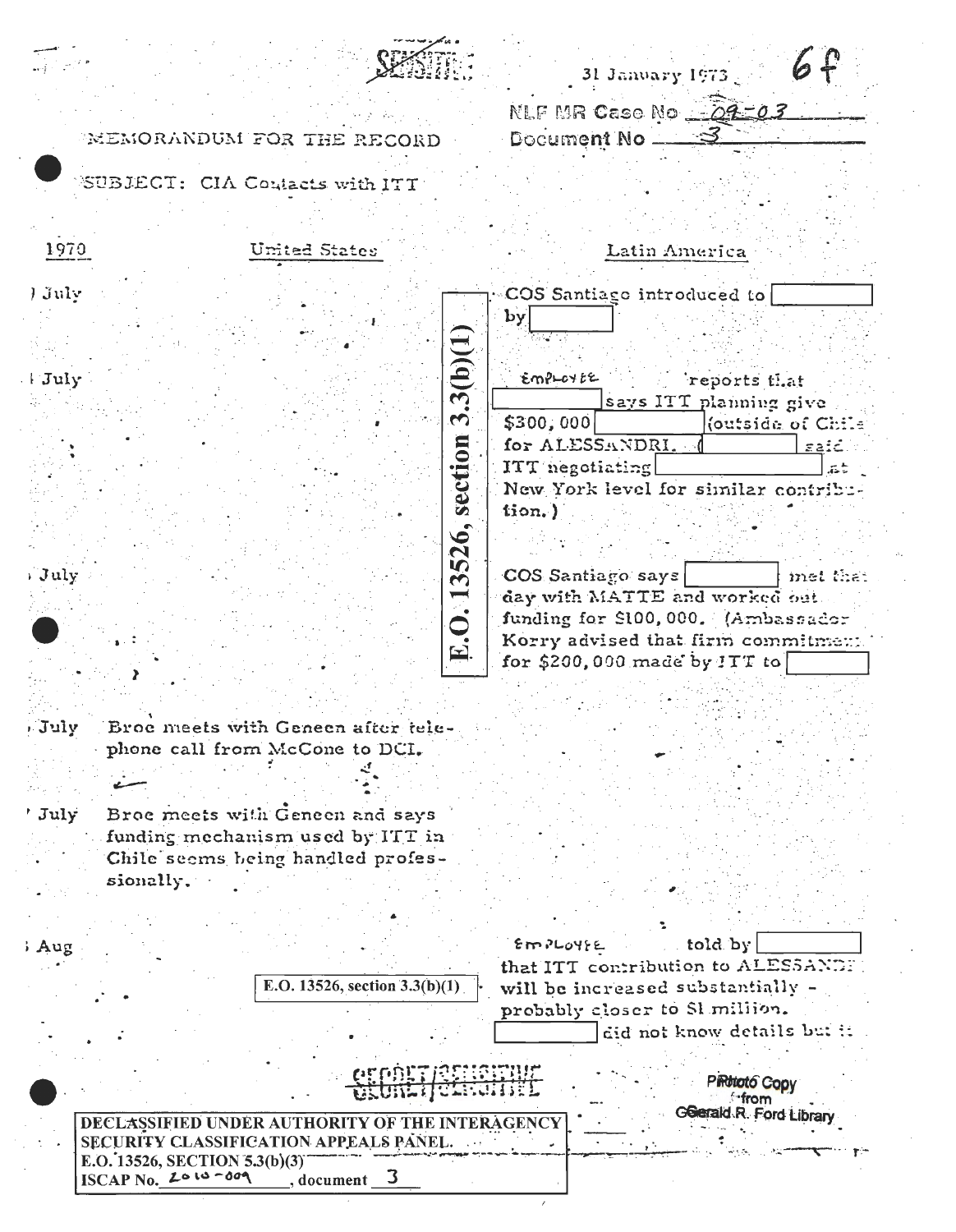SENSITIVE

31 January 1973 6f

NLF MR Case No 09-03
Document No 3

MEMORANDUM FOR THE RECORD

SUBJECT: CIA Contacts with ITT

| 1970 | United States | Latin America |
| --- | --- | --- |
| July | | COS Santiago introduced to [ ] by [ ] |
| July | | EMPLOYEE reports that [ ] says ITT planning give $300,000 [ ] (outside of Chile) for ALESSANDRI. ([ ] said ITT negotiating [ ] at New York level for similar contribution.) |
| July | | COS Santiago says [ ] met that day with MATTE and worked out funding for $100,000. (Ambassador Korry advised that firm commitment for $200,000 made by ITT to [ ] |
| July | Broe meets with Geneen after telephone call from McCone to DCI. | |
| July | Broe meets with Geneen and says funding mechanism used by ITT in Chile seems being handled professionally. | |
| Aug | | EMPLOYEE told by [ ] that ITT contribution to ALESSANDRI will be increased substantially - probably closer to $1 million. [ ] did not know details but it |

E.O. 13526, section 3.3(b)(1)

E.O. 13526, section 3.3(b)(1)

SECRET/SENSITIVE

Photo Copy from Gerald R. Ford Library

DECLASSIFIED UNDER AUTHORITY OF THE INTERAGENCY SECURITY CLASSIFICATION APPEALS PANEL.
E.O. 13526, SECTION 5.3(b)(3)
ISCAP No. 2010-009, document 3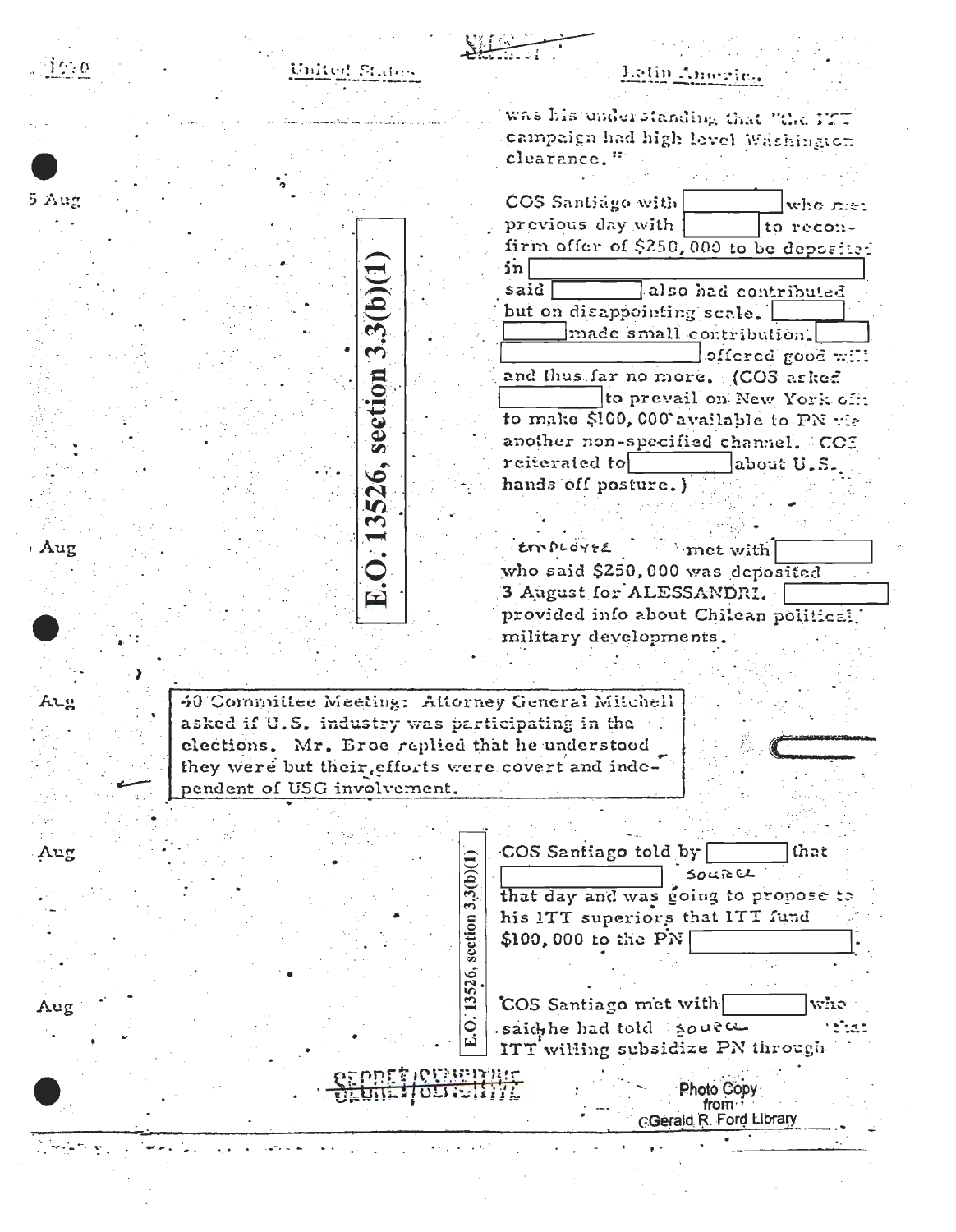was his understanding that "the ITT campaign had high level Washington clearance."

5 Aug

COS Santiago with [redacted] who met previous day with [redacted] to reconfirm offer of $250,000 to be deposited in [redacted] said [redacted] also had contributed but on disappointing scale. [redacted] [redacted] made small contribution. [redacted] [redacted] offered good will and thus far no more. (COS asked [redacted] to prevail on New York off to make $100,000 available to PN via another non-specified channel. COS reiterated to [redacted] about U.S. hands off posture.)

E.O. 13526, section 3.3(b)(1)

Aug

EMPLOYEE met with [redacted] who said $250,000 was deposited 3 August for ALESSANDRI. [redacted] provided info about Chilean political military developments.

Aug

40 Committee Meeting: Attorney General Mitchell asked if U.S. industry was participating in the elections. Mr. Broe replied that he understood they were but their efforts were covert and independent of USG involvement.

Aug

COS Santiago told by [redacted] that [redacted] SOURCE that day and was going to propose to his ITT superiors that ITT fund $100,000 to the PN [redacted].

Aug

COS Santiago met with [redacted] who said he had told SOURCE that ITT willing subsidize PN through

E.O. 13526, section 3.3(b)(1)

SECRET/SENSITIVE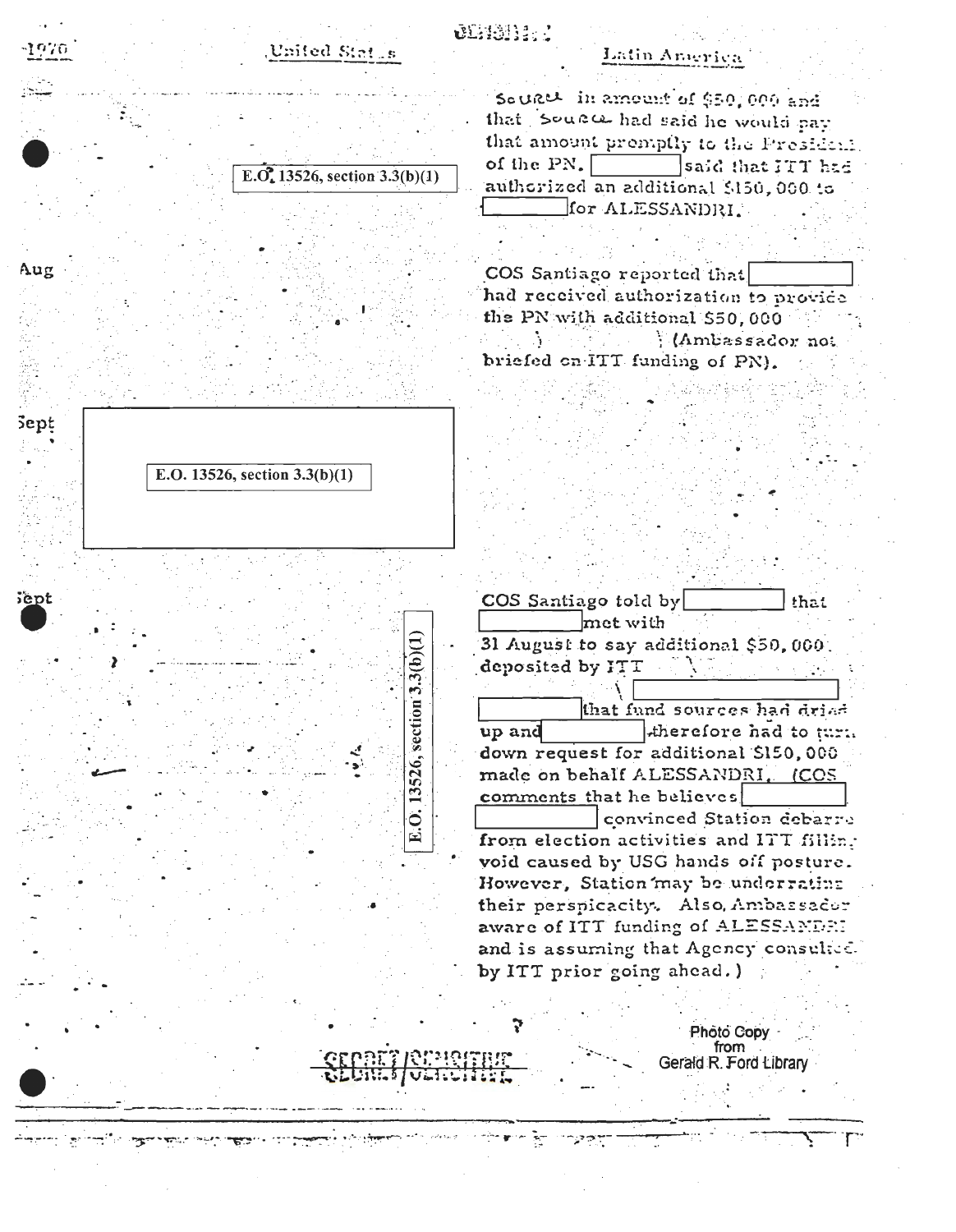1970 | United States | Latin America
--- | --- | ---

| | | |
|---|---|---|
| | E.O. 13526, section 3.3(b)(1) | Source in amount of $50,000 and that Source had said he would pay that amount promptly to the President of the PN. [redacted] said that ITT had authorized an additional $150,000 to [redacted] for ALESSANDRI. |
| Aug | | COS Santiago reported that [redacted] had received authorization to provide the PN with additional $50,000 [redacted] (Ambassador not briefed on ITT funding of PN). |
| Sept | E.O. 13526, section 3.3(b)(1) | |
| Sept | E.O. 13526, section 3.3(b)(1) | COS Santiago told by [redacted] that [redacted] met with [redacted] 31 August to say additional $50,000 deposited by ITT [redacted] [redacted] that fund sources had dried up and [redacted] therefore had to turn down request for additional $150,000 made on behalf ALESSANDRI. (COS comments that he believes [redacted] convinced Station debarred from election activities and ITT filling void caused by USG hands off posture. However, Station may be underrating their perspicacity. Also, Ambassador aware of ITT funding of ALESSANDRI and is assuming that Agency consulted by ITT prior going ahead.) |

SECRET/SENSITIVE

Photo Copy from Gerald R. Ford Library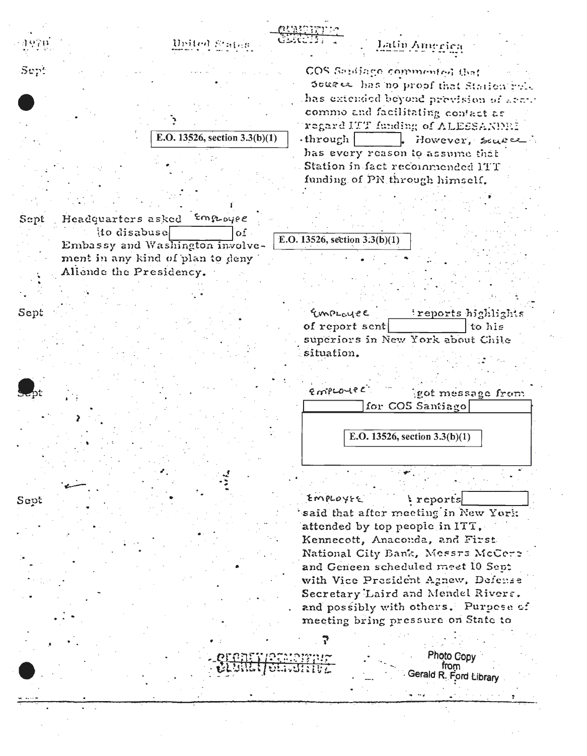| 1970 | United States | Latin America |
|---|---|---|
| Sept | | COS Santiago commented that Source has no proof that Station role has extended beyond provision of secure commo and facilitating contact as regard ITT funding of ALESSANDRI through [ ]. However, Source has every reason to assume that Station in fact recommended ITT funding of PN through himself. |
| | E.O. 13526, section 3.3(b)(1) | |
| Sept | Headquarters asked Employee to disabuse [ ] of Embassy and Washington involvement in any kind of plan to deny Allende the Presidency. | E.O. 13526, section 3.3(b)(1) |
| Sept | | Employee reports highlights of report sent [ ] to his superiors in New York about Chile situation. |
| Sept | | Employee got message from [ ] for COS Santiago [ ] |
| | | E.O. 13526, section 3.3(b)(1) |
| Sept | | Employee reports [ ] said that after meeting in New York attended by top people in ITT, Kennecott, Anaconda, and First National City Bank, Messrs McCone and Geneen scheduled meet 10 Sept with Vice President Agnew, Defense Secretary Laird and Mendel Rivers, and possibly with others. Purpose of meeting bring pressure on State to |

Photo Copy from Gerald R. Ford Library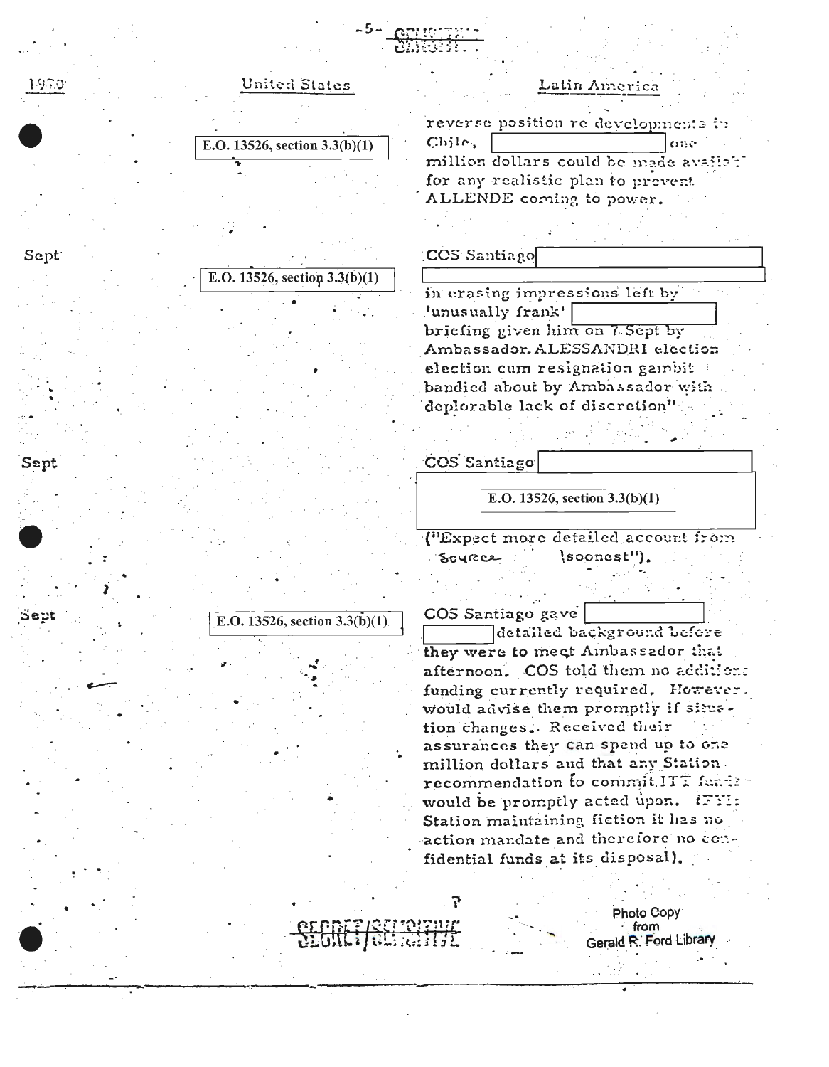SECRET/SENSITIVE

| 1970 | United States | Latin America |
| --- | --- | --- |
| | E.O. 13526, section 3.3(b)(1) | reverse position re developments in Chile, [redacted] one million dollars could be made available for any realistic plan to prevent ALLENDE coming to power. |
| Sept | E.O. 13526, section 3.3(b)(1) | COS Santiago [redacted] in erasing impressions left by 'unusually frank' [redacted] briefing given him on 7 Sept by Ambassador. ALESSANDRI election election cum resignation gambit bandied about by Ambassador with deplorable lack of discretion" |
| Sept | | COS Santiago [redacted] E.O. 13526, section 3.3(b)(1) ("Expect more detailed account from source soonest"). |
| Sept | E.O. 13526, section 3.3(b)(1) | COS Santiago gave [redacted] detailed background before they were to meet Ambassador that afternoon. COS told them no additional funding currently required. However, would advise them promptly if situation changes. Received their assurances they can spend up to one million dollars and that any Station recommendation to commit ITT funds would be promptly acted upon. (FYI: Station maintaining fiction it has no action mandate and therefore no confidential funds at its disposal). |

SECRET/SENSITIVE

Photo Copy from Gerald R. Ford Library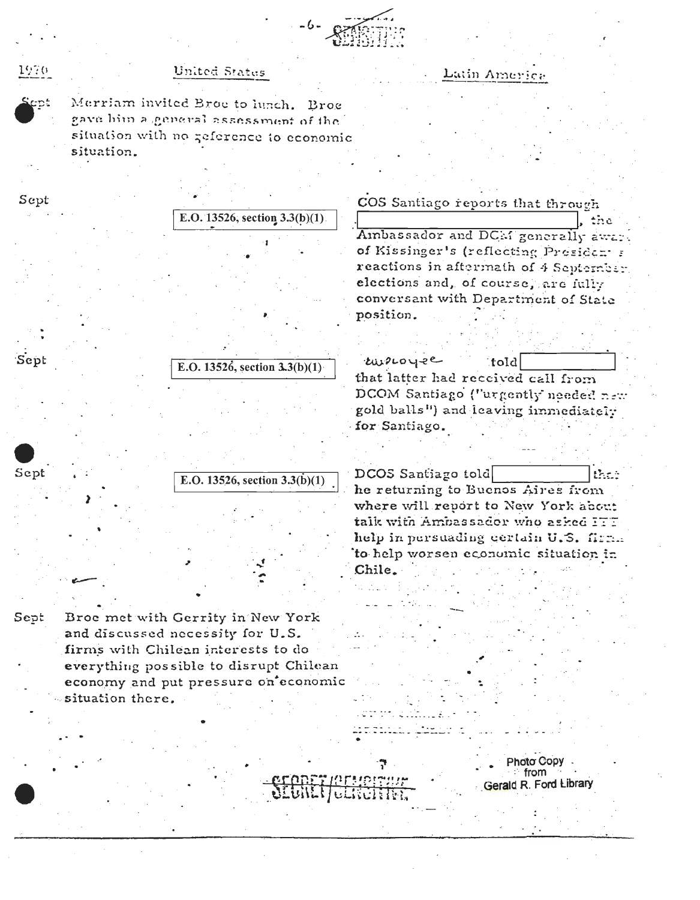SECRET/SENSITIVE

| 1970 | United States | Latin America |
| --- | --- | --- |
| Sept | Merriam invited Broe to lunch. Broe gave him a general assessment of the situation with no reference to economic situation. | |
| Sept | E.O. 13526, section 3.3(b)(1) | COS Santiago reports that through [redacted], the Ambassador and DCM generally aware of Kissinger's (reflecting President's reactions in aftermath of 4 September elections and, of course, are fully conversant with Department of State position. |
| Sept | E.O. 13526, section 3.3(b)(1) | employee told [redacted] that latter had received call from DCOM Santiago ("urgently needed new gold balls") and leaving immediately for Santiago. |
| Sept | E.O. 13526, section 3.3(b)(1) | DCOS Santiago told [redacted] that he returning to Buenos Aires from where will report to New York about talk with Ambassador who asked ITT help in persuading certain U.S. firms to help worsen economic situation in Chile. |
| Sept | Broe met with Gerrity in New York and discussed necessity for U.S. firms with Chilean interests to do everything possible to disrupt Chilean economy and put pressure on economic situation there. | |

SECRET/SENSITIVE

Photo Copy from Gerald R. Ford Library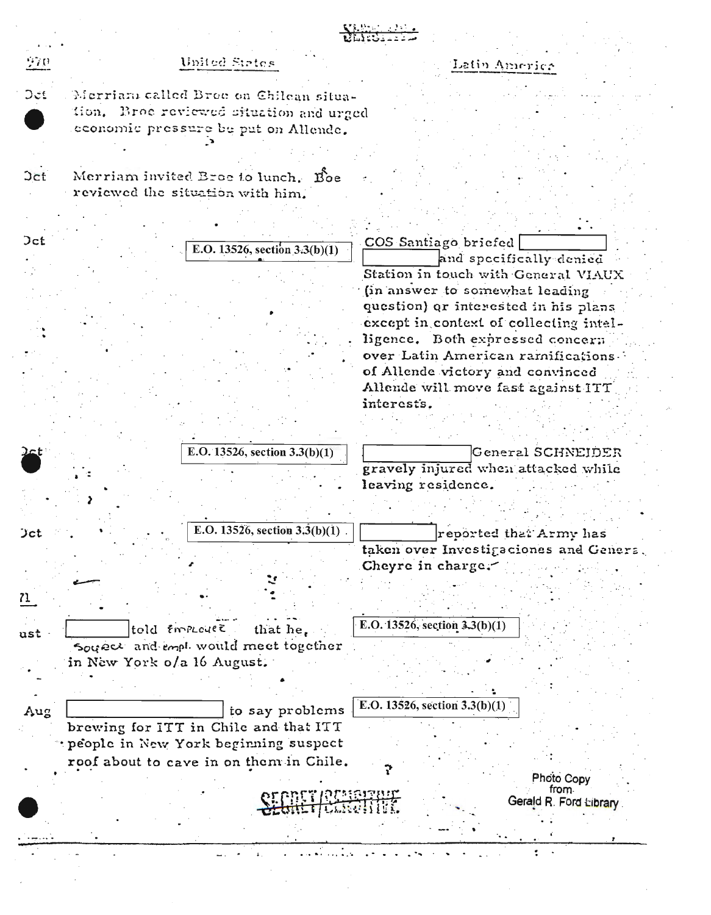| 1970 | United States | Latin America |
|---|---|---|
| Oct | Merriam called Broe on Chilean situation. Broe reviewed situation and urged economic pressure be put on Allende. | |
| Oct | Merriam invited Broe to lunch. Broe reviewed the situation with him. | |
| Oct | E.O. 13526, section 3.3(b)(1) | COS Santiago briefed [redacted] and specifically denied Station in touch with General VIAUX (in answer to somewhat leading question) or interested in his plans except in context of collecting intelligence. Both expressed concern over Latin American ramifications of Allende victory and convinced Allende will move fast against ITT interests. |
| Oct | E.O. 13526, section 3.3(b)(1) | [redacted] General SCHNEIDER gravely injured when attacked while leaving residence. |
| Oct | E.O. 13526, section 3.3(b)(1) | [redacted] reported that Army has taken over Investigaciones and General Cheyre in charge. |
| 1971 | | |
| August | [redacted] told employee that he, source and empl. would meet together in New York o/a 16 August. | E.O. 13526, section 3.3(b)(1) |
| Aug | [redacted] to say problems brewing for ITT in Chile and that ITT people in New York beginning suspect roof about to cave in on them in Chile. | E.O. 13526, section 3.3(b)(1) |

SECRET/SENSITIVE

Photo Copy from Gerald R. Ford Library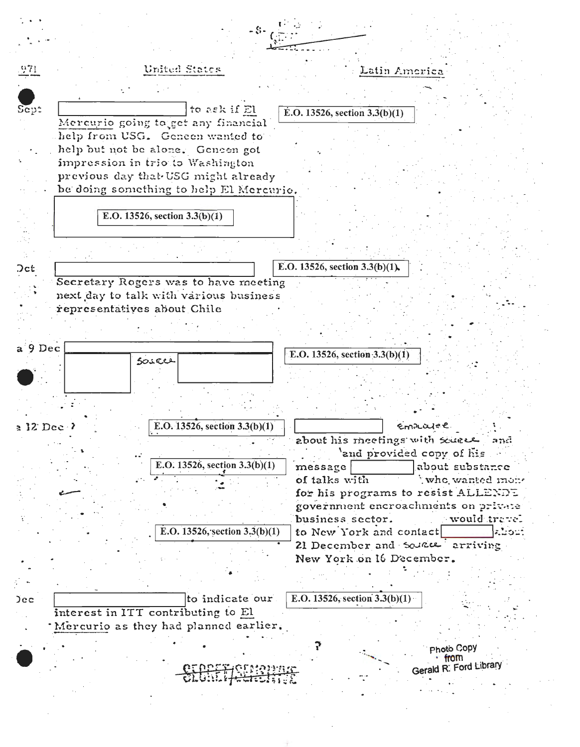| 1971 | United States | Latin America |
| --- | --- | --- |
| Sept | [redacted] to ask if El Mercurio going to get any financial help from USG. Geneen wanted to help but not be alone. Geneen got impression in trip to Washington previous day that USG might already be doing something to help El Mercurio. E.O. 13526, section 3.3(b)(1) | E.O. 13526, section 3.3(b)(1) |
| Oct | [redacted] Secretary Rogers was to have meeting next day to talk with various business representatives about Chile | E.O. 13526, section 3.3(b)(1) |
| ca 9 Dec | [redacted] source [redacted] | E.O. 13526, section 3.3(b)(1) |
| ca 12 Dec ? | E.O. 13526, section 3.3(b)(1) E.O. 13526, section 3.3(b)(1) E.O. 13526, section 3.3(b)(1) | [redacted] employee about his meetings with source and and provided copy of his message [redacted] about substance of talks with who wanted money for his programs to resist ALLENDE government encroachments on private business sector. would travel to New York and contact [redacted] about 21 December and source arriving New York on 16 December. |
| Dec | [redacted] to indicate our interest in ITT contributing to El Mercurio as they had planned earlier. | E.O. 13526, section 3.3(b)(1) |

SECRET/SENSITIVE

Photo Copy from Gerald R. Ford Library